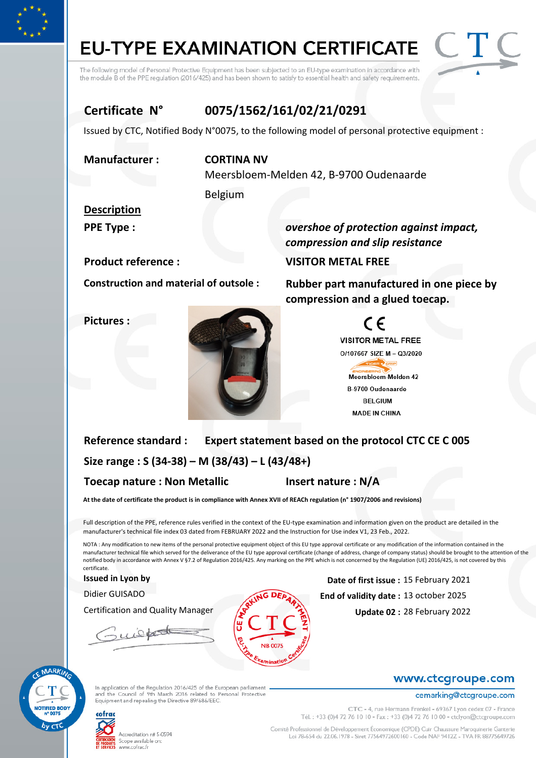# EU-TYPE EXAMINATION CERTIFICATE

The following model of Personal Protective Equipment has been subjected to an EU-type examination in accordance with the module B of the PPE regulation (2016/425) and has been shown to satisfy to essential health and safety requirements.

## Certificate N° 0075/1562/161/02/21/0291

Issued by CTC, Notified Body N°0075, to the following model of personal protective equipment :

**Manufacturer :** **CORTINA NV**
Meersbloem-Melden 42, B-9700 Oudenaarde
Belgium

**Description**

**PPE Type :** *overshoe of protection against impact, compression and slip resistance*

**Product reference :** **VISITOR METAL FREE**

**Construction and material of outsole :** **Rubber part manufactured in one piece by compression and a glued toecap.**

**Pictures :**

CE
VISITOR METAL FREE
0/107667 SIZE M – Q3/2020
TIGER GRIP ENGINEERING
Meersbloem-Melden 42
B-9700 Oudenaarde
BELGIUM
MADE IN CHINA

**Reference standard :** **Expert statement based on the protocol CTC CE C 005**

**Size range : S (34-38) – M (38/43) – L (43/48+)**

**Toecap nature : Non Metallic** **Insert nature : N/A**

**At the date of certificate the product is in compliance with Annex XVII of REACh regulation (n° 1907/2006 and revisions)**

Full description of the PPE, reference rules verified in the context of the EU-type examination and information given on the product are detailed in the manufacturer's technical file index 03 dated from FEBRUARY 2022 and the Instruction for Use index V1, 23 Feb., 2022.

NOTA : Any modification to new items of the personal protective equipment object of this EU type approval certificate or any modification of the information contained in the manufacturer technical file which served for the deliverance of the EU type approval certificate (change of address, change of company status) should be brought to the attention of the notified body in accordance with Annex V §7.2 of Regulation 2016/425. Any marking on the PPE which is not concerned by the Regulation (UE) 2016/425, is not covered by this certificate.

**Issued in Lyon by**
Didier GUISADO
Certification and Quality Manager

**Date of first issue :** 15 February 2021
**End of validity date :** 13 october 2025
**Update 02 :** 28 February 2022

In application of the Regulation 2016/425 of the European parliament and the Council of 9th March 2016 related to Personal Protective Equipment and repealing the Directive 89/686/EEC.

cofrac – Accreditation n# 5-0594 – Scope available on: www.cofrac.fr

www.ctcgroupe.com
cemarking@ctcgroupe.com

CTC - 4, rue Hermann Frenkel - 69367 Lyon cedex 07 - France
Tél. : +33 (0)4 72 76 10 10 - Fax : +33 (0)4 72 76 10 00 - ctclyon@ctcgroupe.com

Comité Professionnel de Développement Économique (CPDE) Cuir Chaussure Maroquinerie Ganterie
Loi 78-654 du 22.06.1978 - Siret 77564972600160 - Code NAF 9412Z - TVA FR 88775649726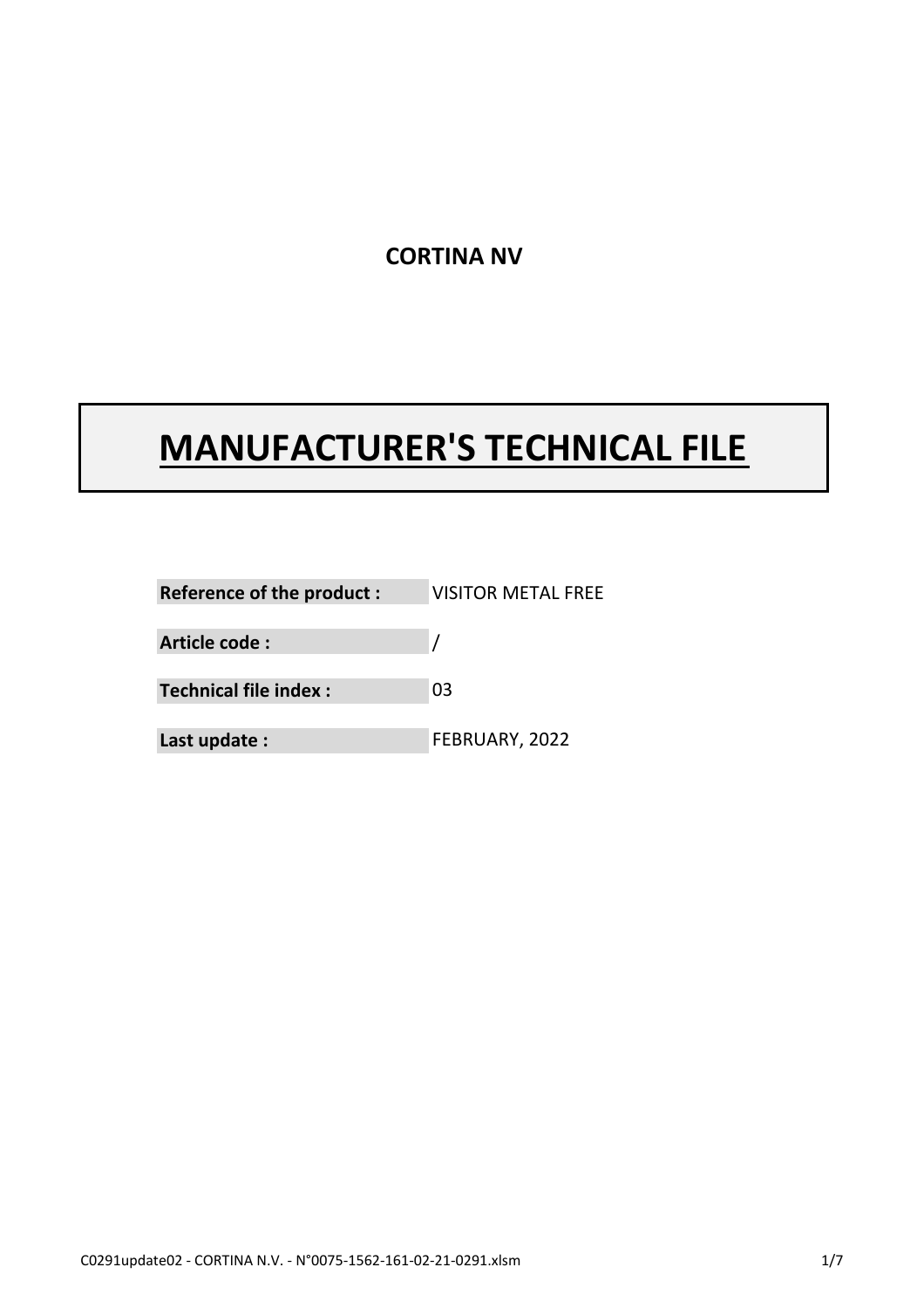**CORTINA NV**

# MANUFACTURER'S TECHNICAL FILE

| | |
|---|---|
| **Reference of the product :** | VISITOR METAL FREE |
| **Article code :** | / |
| **Technical file index :** | 03 |
| **Last update :** | FEBRUARY, 2022 |

C0291update02 - CORTINA N.V. - N°0075-1562-161-02-21-0291.xlsm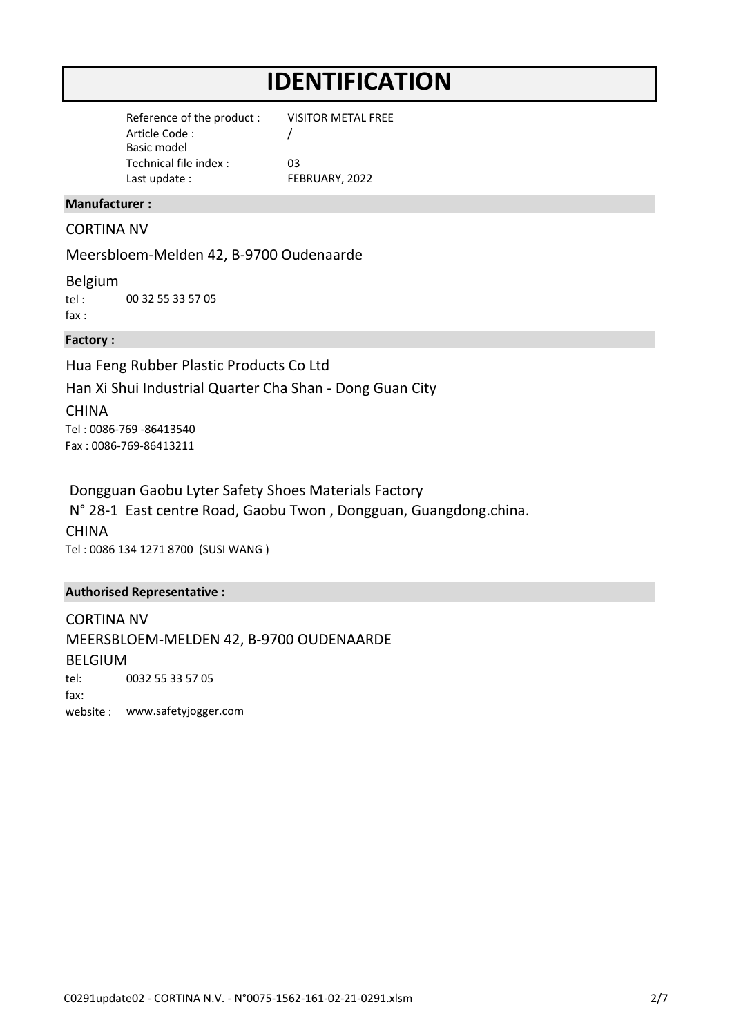# IDENTIFICATION

| | |
|---|---|
| Reference of the product : | VISITOR METAL FREE |
| Article Code : Basic model | / |
| Technical file index : | 03 |
| Last update : | FEBRUARY, 2022 |

**Manufacturer :**

CORTINA NV

Meersbloem-Melden 42, B-9700 Oudenaarde

Belgium

tel : 00 32 55 33 57 05

fax :

**Factory :**

Hua Feng Rubber Plastic Products Co Ltd

Han Xi Shui Industrial Quarter Cha Shan - Dong Guan City

CHINA

Tel : 0086-769 -86413540

Fax : 0086-769-86413211

Dongguan Gaobu Lyter Safety Shoes Materials Factory

N° 28-1 East centre Road, Gaobu Twon , Dongguan, Guangdong.china.

CHINA

Tel : 0086 134 1271 8700 (SUSI WANG )

**Authorised Representative :**

CORTINA NV

MEERSBLOEM-MELDEN 42, B-9700 OUDENAARDE

BELGIUM

tel: 0032 55 33 57 05

fax:

website : www.safetyjogger.com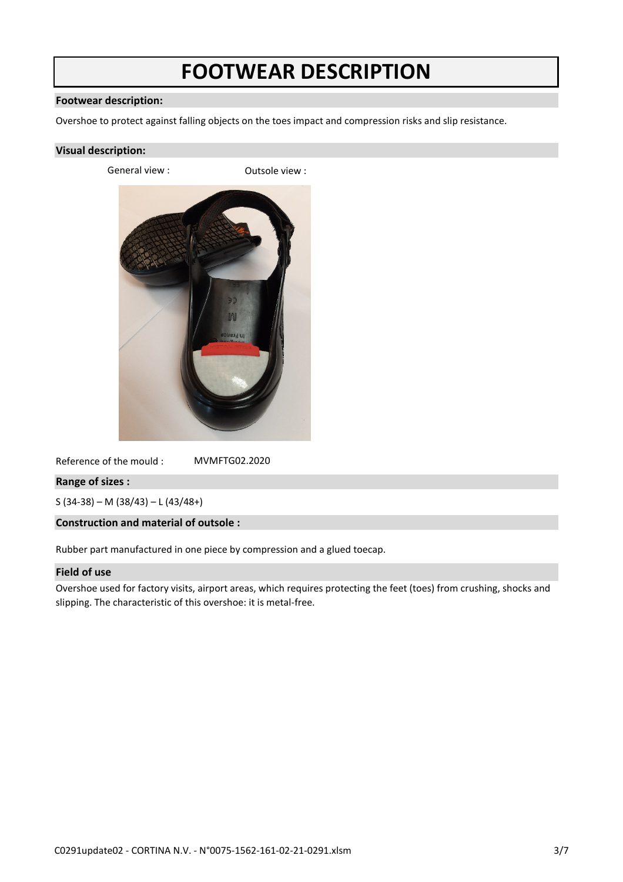# FOOTWEAR DESCRIPTION

## Footwear description:

Overshoe to protect against falling objects on the toes impact and compression risks and slip resistance.

## Visual description:

General view : Outsole view :

Reference of the mould : MVMFTG02.2020

## Range of sizes :

S (34-38) – M (38/43) – L (43/48+)

## Construction and material of outsole :

Rubber part manufactured in one piece by compression and a glued toecap.

## Field of use

Overshoe used for factory visits, airport areas, which requires protecting the feet (toes) from crushing, shocks and slipping. The characteristic of this overshoe: it is metal-free.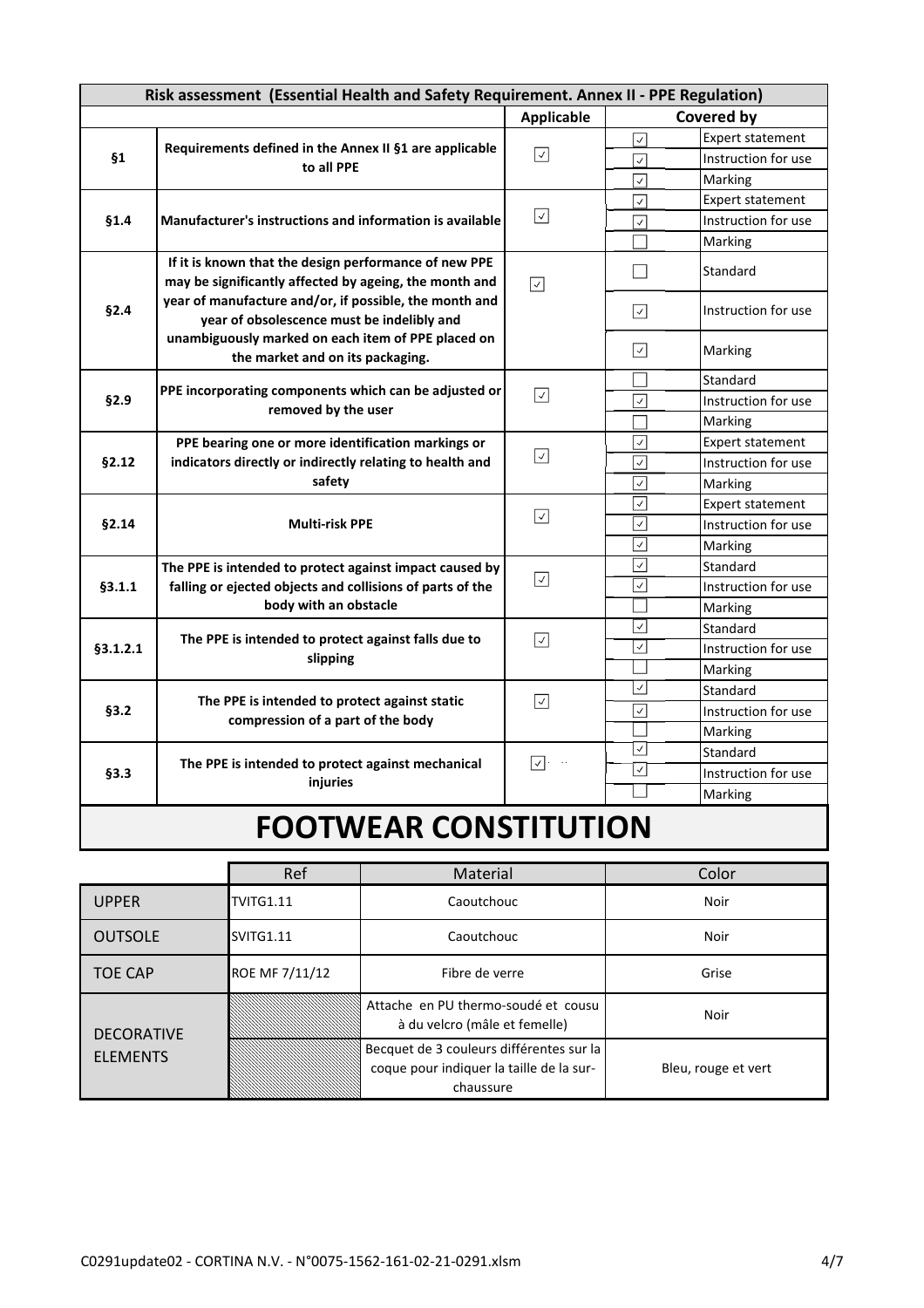| Risk assessment (Essential Health and Safety Requirement. Annex II - PPE Regulation) | | | | |
|---|---|---|---|---|
| | | Applicable | Covered by | |
| §1 | Requirements defined in the Annex II §1 are applicable to all PPE | ☑ | ☑ | Expert statement |
| | | | ☑ | Instruction for use |
| | | | ☑ | Marking |
| §1.4 | Manufacturer's instructions and information is available | ☑ | ☑ | Expert statement |
| | | | ☑ | Instruction for use |
| | | | ☐ | Marking |
| §2.4 | If it is known that the design performance of new PPE may be significantly affected by ageing, the month and year of manufacture and/or, if possible, the month and year of obsolescence must be indelibly and unambiguously marked on each item of PPE placed on the market and on its packaging. | ☑ | ☐ | Standard |
| | | | ☑ | Instruction for use |
| | | | ☑ | Marking |
| §2.9 | PPE incorporating components which can be adjusted or removed by the user | ☑ | ☐ | Standard |
| | | | ☑ | Instruction for use |
| | | | ☐ | Marking |
| §2.12 | PPE bearing one or more identification markings or indicators directly or indirectly relating to health and safety | ☑ | ☑ | Expert statement |
| | | | ☑ | Instruction for use |
| | | | ☑ | Marking |
| §2.14 | Multi-risk PPE | ☑ | ☑ | Expert statement |
| | | | ☑ | Instruction for use |
| | | | ☑ | Marking |
| §3.1.1 | The PPE is intended to protect against impact caused by falling or ejected objects and collisions of parts of the body with an obstacle | ☑ | ☑ | Standard |
| | | | ☑ | Instruction for use |
| | | | ☐ | Marking |
| §3.1.2.1 | The PPE is intended to protect against falls due to slipping | ☑ | ☑ | Standard |
| | | | ☑ | Instruction for use |
| | | | ☐ | Marking |
| §3.2 | The PPE is intended to protect against static compression of a part of the body | ☑ | ☑ | Standard |
| | | | ☑ | Instruction for use |
| | | | ☐ | Marking |
| §3.3 | The PPE is intended to protect against mechanical injuries | ☑ | ☑ | Standard |
| | | | ☑ | Instruction for use |
| | | | ☐ | Marking |

# FOOTWEAR CONSTITUTION

| | Ref | Material | Color |
|---|---|---|---|
| UPPER | TVITG1.11 | Caoutchouc | Noir |
| OUTSOLE | SVITG1.11 | Caoutchouc | Noir |
| TOE CAP | ROE MF 7/11/12 | Fibre de verre | Grise |
| DECORATIVE ELEMENTS | | Attache en PU thermo-soudé et cousu à du velcro (mâle et femelle) | Noir |
| | | Becquet de 3 couleurs différentes sur la coque pour indiquer la taille de la sur-chaussure | Bleu, rouge et vert |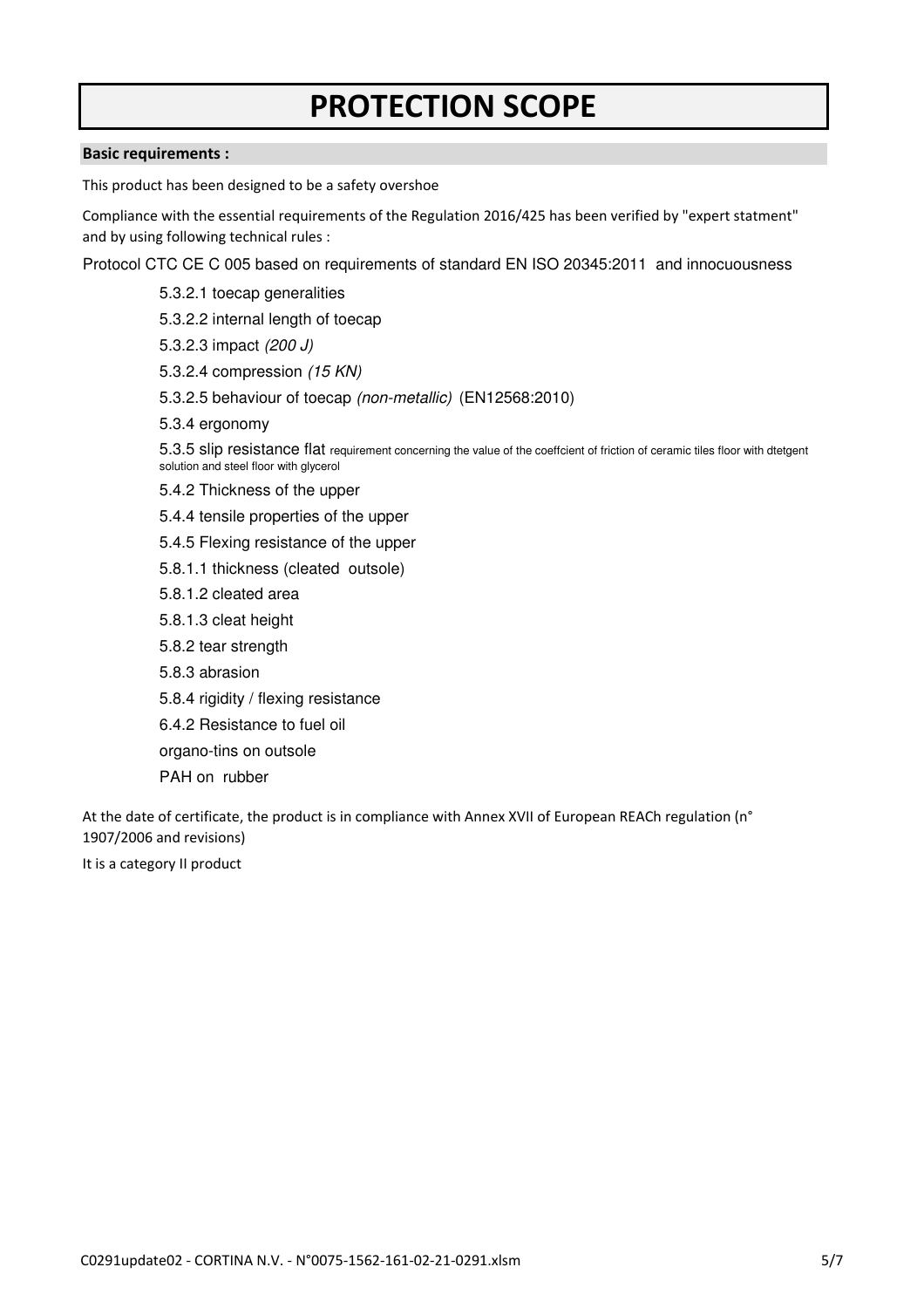# PROTECTION SCOPE

**Basic requirements :**

This product has been designed to be a safety overshoe

Compliance with the essential requirements of the Regulation 2016/425 has been verified by "expert statment" and by using following technical rules :

Protocol CTC CE C 005 based on requirements of standard EN ISO 20345:2011 and innocuousness

- 5.3.2.1 toecap generalities
- 5.3.2.2 internal length of toecap
- 5.3.2.3 impact *(200 J)*
- 5.3.2.4 compression *(15 KN)*
- 5.3.2.5 behaviour of toecap *(non-metallic)* (EN12568:2010)
- 5.3.4 ergonomy
- 5.3.5 slip resistance flat requirement concerning the value of the coeffcient of friction of ceramic tiles floor with dtetgent solution and steel floor with glycerol
- 5.4.2 Thickness of the upper
- 5.4.4 tensile properties of the upper
- 5.4.5 Flexing resistance of the upper
- 5.8.1.1 thickness (cleated outsole)
- 5.8.1.2 cleated area
- 5.8.1.3 cleat height
- 5.8.2 tear strength
- 5.8.3 abrasion
- 5.8.4 rigidity / flexing resistance
- 6.4.2 Resistance to fuel oil
- organo-tins on outsole
- PAH on rubber

At the date of certificate, the product is in compliance with Annex XVII of European REACh regulation (n° 1907/2006 and revisions)

It is a category II product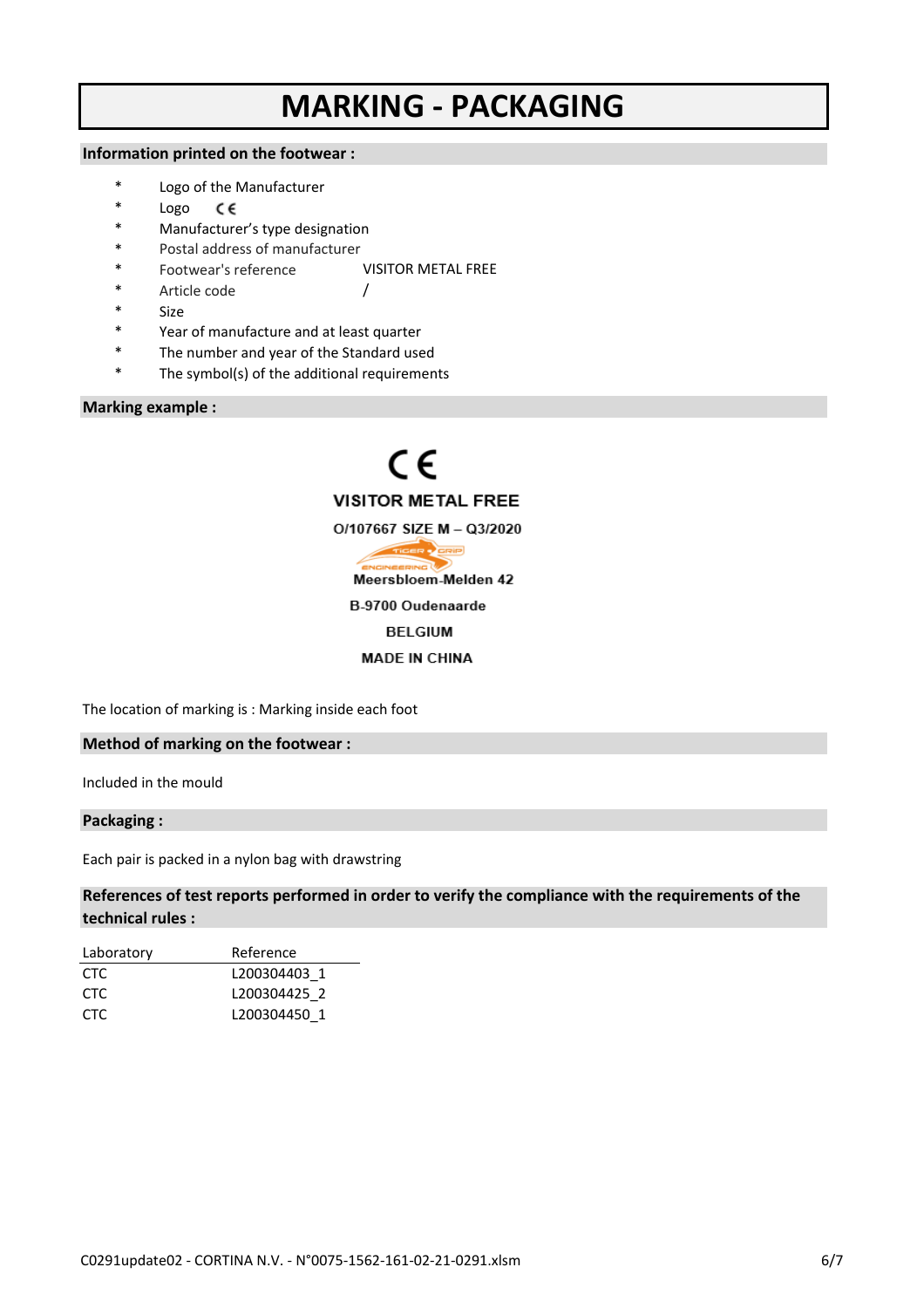# MARKING - PACKAGING

## Information printed on the footwear :

* Logo of the Manufacturer
* Logo CE
* Manufacturer's type designation
* Postal address of manufacturer
* Footwear's reference VISITOR METAL FREE
* Article code /
* Size
* Year of manufacture and at least quarter
* The number and year of the Standard used
* The symbol(s) of the additional requirements

## Marking example :

CE

VISITOR METAL FREE

O/107667 SIZE M – Q3/2020

TIGER GRIP ENGINEERING

Meersbloem-Melden 42

B-9700 Oudenaarde

BELGIUM

MADE IN CHINA

The location of marking is : Marking inside each foot

## Method of marking on the footwear :

Included in the mould

## Packaging :

Each pair is packed in a nylon bag with drawstring

## References of test reports performed in order to verify the compliance with the requirements of the technical rules :

| Laboratory | Reference |
|---|---|
| CTC | L200304403_1 |
| CTC | L200304425_2 |
| CTC | L200304450_1 |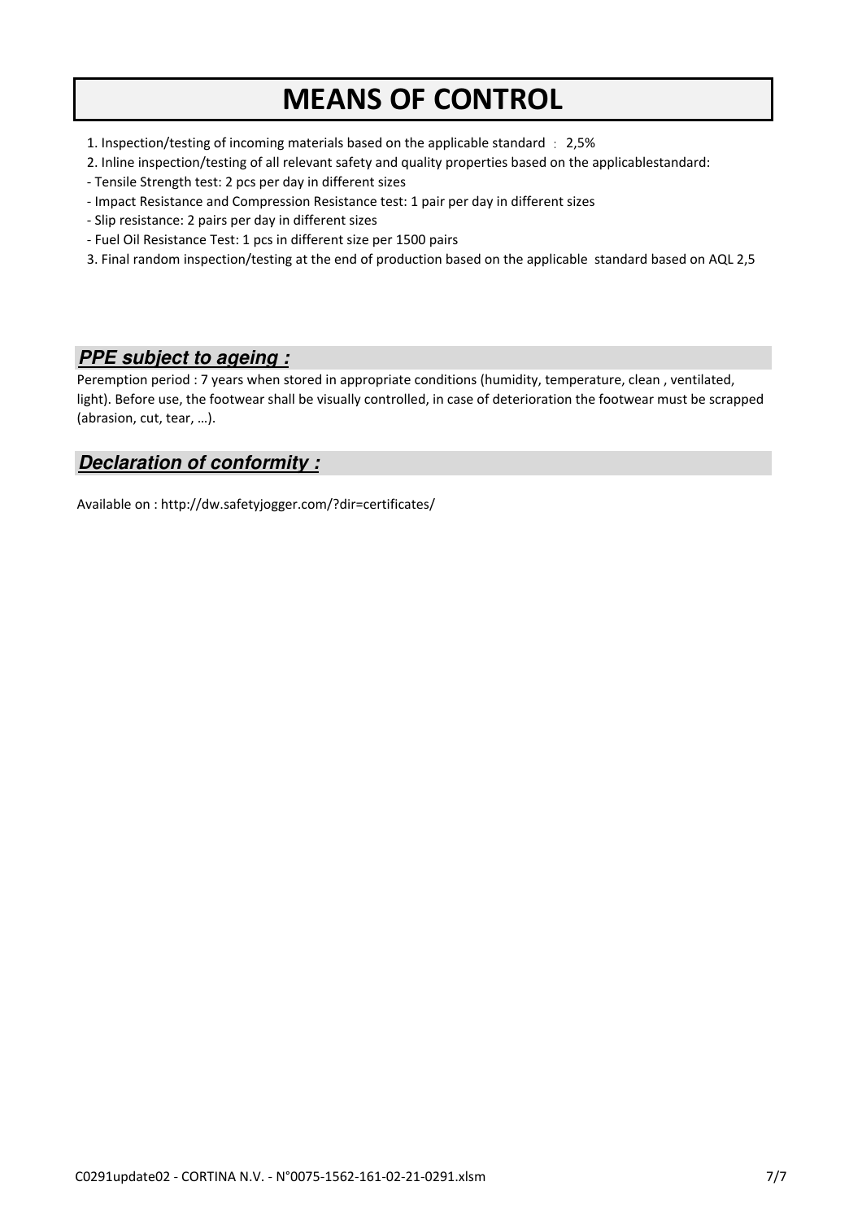# MEANS OF CONTROL

1. Inspection/testing of incoming materials based on the applicable standard ： 2,5%
2. Inline inspection/testing of all relevant safety and quality properties based on the applicablestandard:
- Tensile Strength test: 2 pcs per day in different sizes
- Impact Resistance and Compression Resistance test: 1 pair per day in different sizes
- Slip resistance: 2 pairs per day in different sizes
- Fuel Oil Resistance Test: 1 pcs in different size per 1500 pairs
3. Final random inspection/testing at the end of production based on the applicable  standard based on AQL 2,5

## *PPE subject to ageing :*

Peremption period : 7 years when stored in appropriate conditions (humidity, temperature, clean , ventilated, light). Before use, the footwear shall be visually controlled, in case of deterioration the footwear must be scrapped (abrasion, cut, tear, …).

## *Declaration of conformity :*

Available on : http://dw.safetyjogger.com/?dir=certificates/